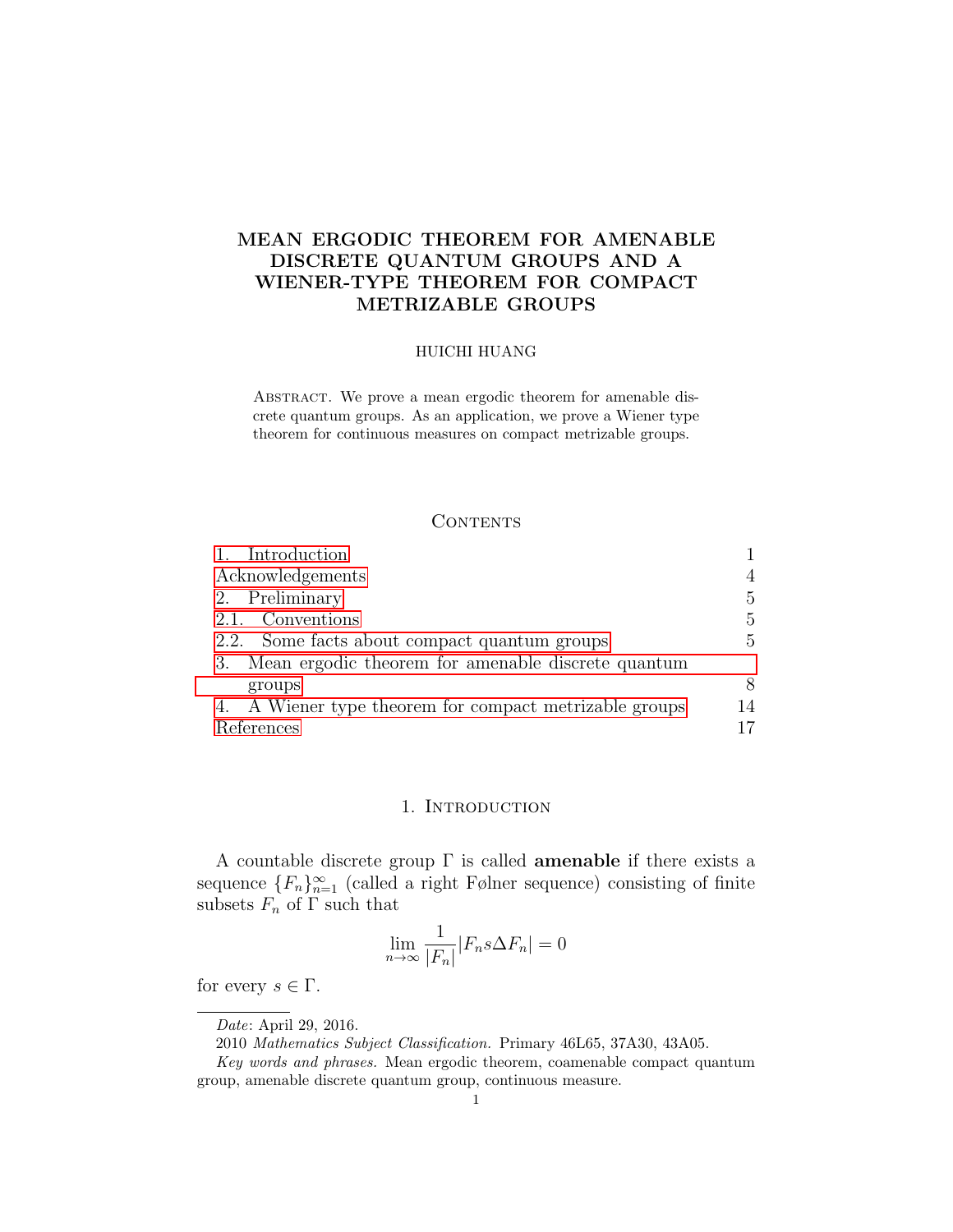# MEAN ERGODIC THEOREM FOR AMENABLE DISCRETE QUANTUM GROUPS AND A WIENER-TYPE THEOREM FOR COMPACT METRIZABLE GROUPS

HUICHI HUANG

Abstract. We prove a mean ergodic theorem for amenable discrete quantum groups. As an application, we prove a Wiener type theorem for continuous measures on compact metrizable groups.

## Contents

| | |
|---|---|
| 1. Introduction | 1 |
| Acknowledgements | 4 |
| 2. Preliminary | 5 |
| 2.1. Conventions | 5 |
| 2.2. Some facts about compact quantum groups | 5 |
| 3. Mean ergodic theorem for amenable discrete quantum groups | 8 |
| 4. A Wiener type theorem for compact metrizable groups | 14 |
| References | 17 |

## 1. Introduction

A countable discrete group $\Gamma$ is called **amenable** if there exists a sequence $\{F_n\}_{n=1}^{\infty}$ (called a right Følner sequence) consisting of finite subsets $F_n$ of $\Gamma$ such that

$$\lim_{n\to\infty} \frac{1}{|F_n|}|F_n s \Delta F_n| = 0$$

for every $s \in \Gamma$.

*Date*: April 29, 2016.

2010 *Mathematics Subject Classification.* Primary 46L65, 37A30, 43A05.

*Key words and phrases.* Mean ergodic theorem, coamenable compact quantum group, amenable discrete quantum group, continuous measure.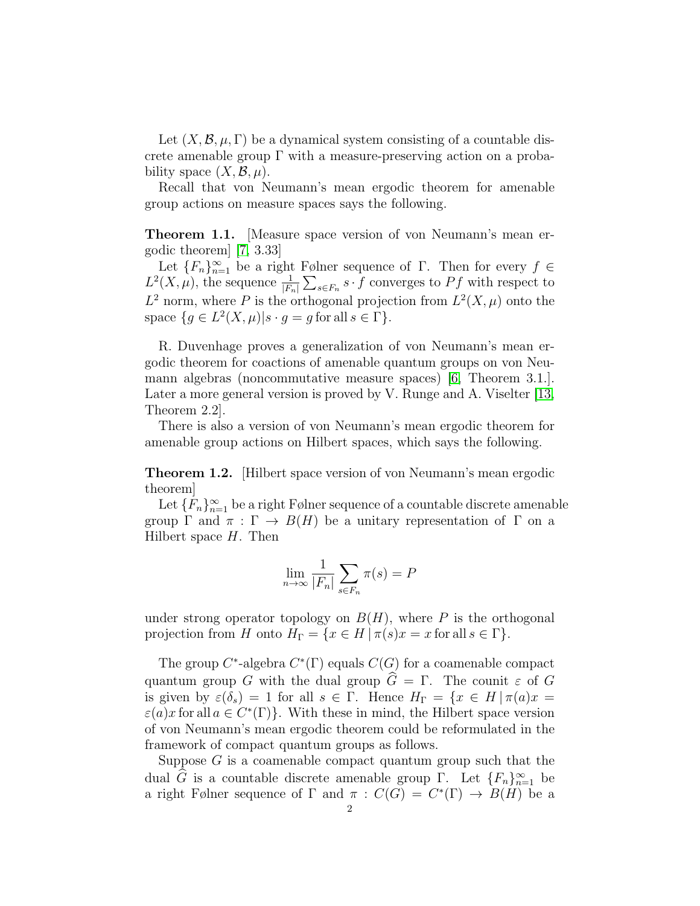Let $(X, \mathcal{B}, \mu, \Gamma)$ be a dynamical system consisting of a countable discrete amenable group $\Gamma$ with a measure-preserving action on a probability space $(X, \mathcal{B}, \mu)$.

Recall that von Neumann's mean ergodic theorem for amenable group actions on measure spaces says the following.

**Theorem 1.1.** [Measure space version of von Neumann's mean ergodic theorem] [7, 3.33]

Let $\{F_n\}_{n=1}^{\infty}$ be a right Følner sequence of $\Gamma$. Then for every $f \in L^2(X, \mu)$, the sequence $\frac{1}{|F_n|}\sum_{s \in F_n} s \cdot f$ converges to $Pf$ with respect to $L^2$ norm, where $P$ is the orthogonal projection from $L^2(X, \mu)$ onto the space $\{g \in L^2(X, \mu) | s \cdot g = g \text{ for all } s \in \Gamma\}$.

R. Duvenhage proves a generalization of von Neumann's mean ergodic theorem for coactions of amenable quantum groups on von Neumann algebras (noncommutative measure spaces) [6, Theorem 3.1.]. Later a more general version is proved by V. Runge and A. Viselter [13, Theorem 2.2].

There is also a version of von Neumann's mean ergodic theorem for amenable group actions on Hilbert spaces, which says the following.

**Theorem 1.2.** [Hilbert space version of von Neumann's mean ergodic theorem]

Let $\{F_n\}_{n=1}^{\infty}$ be a right Følner sequence of a countable discrete amenable group $\Gamma$ and $\pi : \Gamma \to B(H)$ be a unitary representation of $\Gamma$ on a Hilbert space $H$. Then

$$\lim_{n \to \infty} \frac{1}{|F_n|} \sum_{s \in F_n} \pi(s) = P$$

under strong operator topology on $B(H)$, where $P$ is the orthogonal projection from $H$ onto $H_\Gamma = \{x \in H \,|\, \pi(s)x = x \text{ for all } s \in \Gamma\}$.

The group $C^*$-algebra $C^*(\Gamma)$ equals $C(G)$ for a coamenable compact quantum group $G$ with the dual group $\widehat{G} = \Gamma$. The counit $\varepsilon$ of $G$ is given by $\varepsilon(\delta_s) = 1$ for all $s \in \Gamma$. Hence $H_\Gamma = \{x \in H \,|\, \pi(a)x = \varepsilon(a)x \text{ for all } a \in C^*(\Gamma)\}$. With these in mind, the Hilbert space version of von Neumann's mean ergodic theorem could be reformulated in the framework of compact quantum groups as follows.

Suppose $G$ is a coamenable compact quantum group such that the dual $\widehat{G}$ is a countable discrete amenable group $\Gamma$. Let $\{F_n\}_{n=1}^{\infty}$ be a right Følner sequence of $\Gamma$ and $\pi : C(G) = C^*(\Gamma) \to B(H)$ be a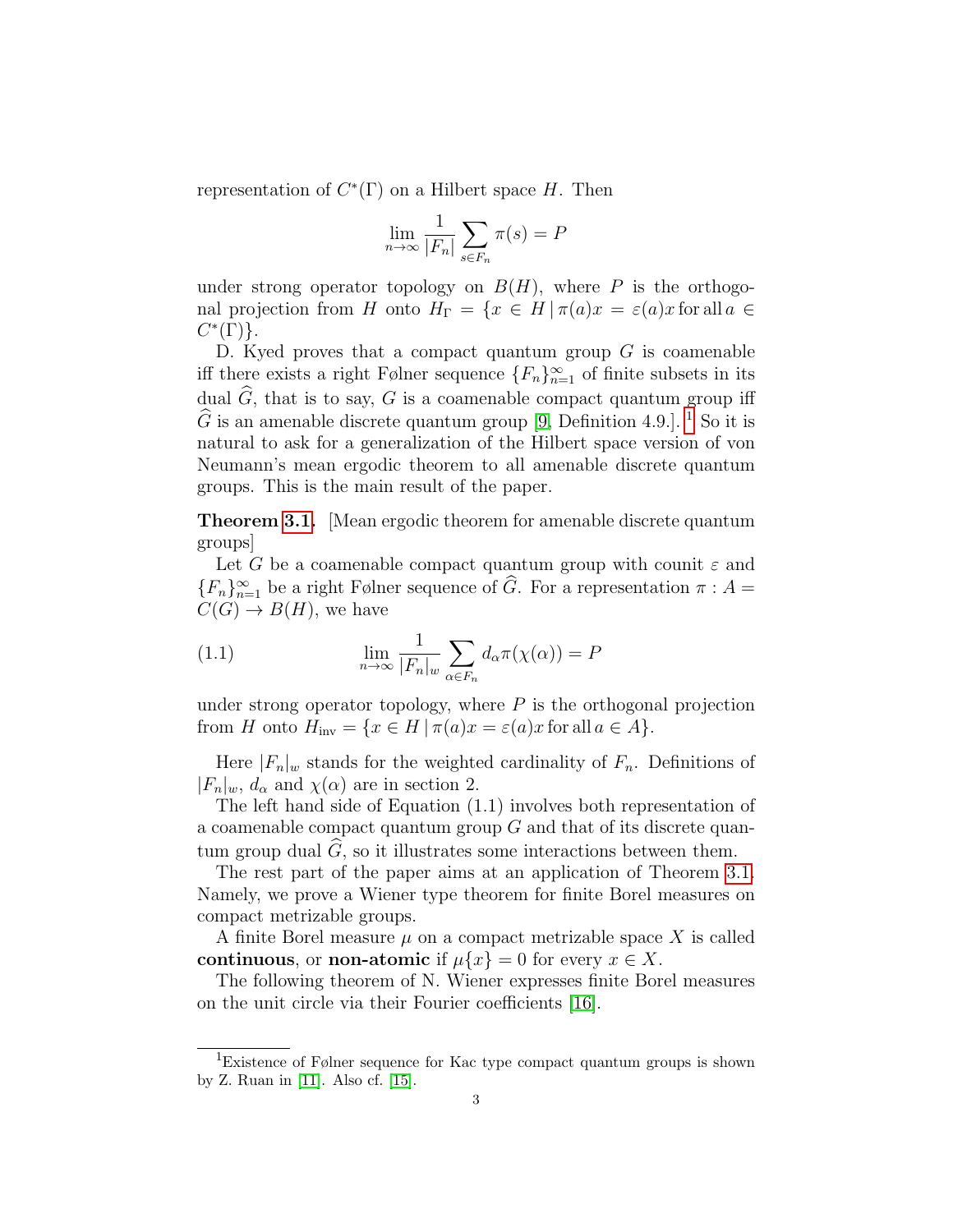representation of $C^*(\Gamma)$ on a Hilbert space $H$. Then

$$\lim_{n\to\infty} \frac{1}{|F_n|} \sum_{s\in F_n} \pi(s) = P$$

under strong operator topology on $B(H)$, where $P$ is the orthogonal projection from $H$ onto $H_\Gamma = \{x \in H \,|\, \pi(a)x = \varepsilon(a)x \text{ for all } a \in C^*(\Gamma)\}$.

D. Kyed proves that a compact quantum group $G$ is coamenable iff there exists a right Følner sequence $\{F_n\}_{n=1}^{\infty}$ of finite subsets in its dual $\widehat{G}$, that is to say, $G$ is a coamenable compact quantum group iff $\widehat{G}$ is an amenable discrete quantum group [9, Definition 4.9.]. [1] So it is natural to ask for a generalization of the Hilbert space version of von Neumann's mean ergodic theorem to all amenable discrete quantum groups. This is the main result of the paper.

**Theorem 3.1.** [Mean ergodic theorem for amenable discrete quantum groups]

Let $G$ be a coamenable compact quantum group with counit $\varepsilon$ and $\{F_n\}_{n=1}^{\infty}$ be a right Følner sequence of $\widehat{G}$. For a representation $\pi : A = C(G) \to B(H)$, we have

$$\lim_{n\to\infty} \frac{1}{|F_n|_w} \sum_{\alpha\in F_n} d_\alpha \pi(\chi(\alpha)) = P \tag{1.1}$$

under strong operator topology, where $P$ is the orthogonal projection from $H$ onto $H_{\text{inv}} = \{x \in H \,|\, \pi(a)x = \varepsilon(a)x \text{ for all } a \in A\}$.

Here $|F_n|_w$ stands for the weighted cardinality of $F_n$. Definitions of $|F_n|_w$, $d_\alpha$ and $\chi(\alpha)$ are in section 2.

The left hand side of Equation (1.1) involves both representation of a coamenable compact quantum group $G$ and that of its discrete quantum group dual $\widehat{G}$, so it illustrates some interactions between them.

The rest part of the paper aims at an application of Theorem 3.1. Namely, we prove a Wiener type theorem for finite Borel measures on compact metrizable groups.

A finite Borel measure $\mu$ on a compact metrizable space $X$ is called **continuous**, or **non-atomic** if $\mu\{x\} = 0$ for every $x \in X$.

The following theorem of N. Wiener expresses finite Borel measures on the unit circle via their Fourier coefficients [16].

[1] Existence of Følner sequence for Kac type compact quantum groups is shown by Z. Ruan in [11]. Also cf. [15].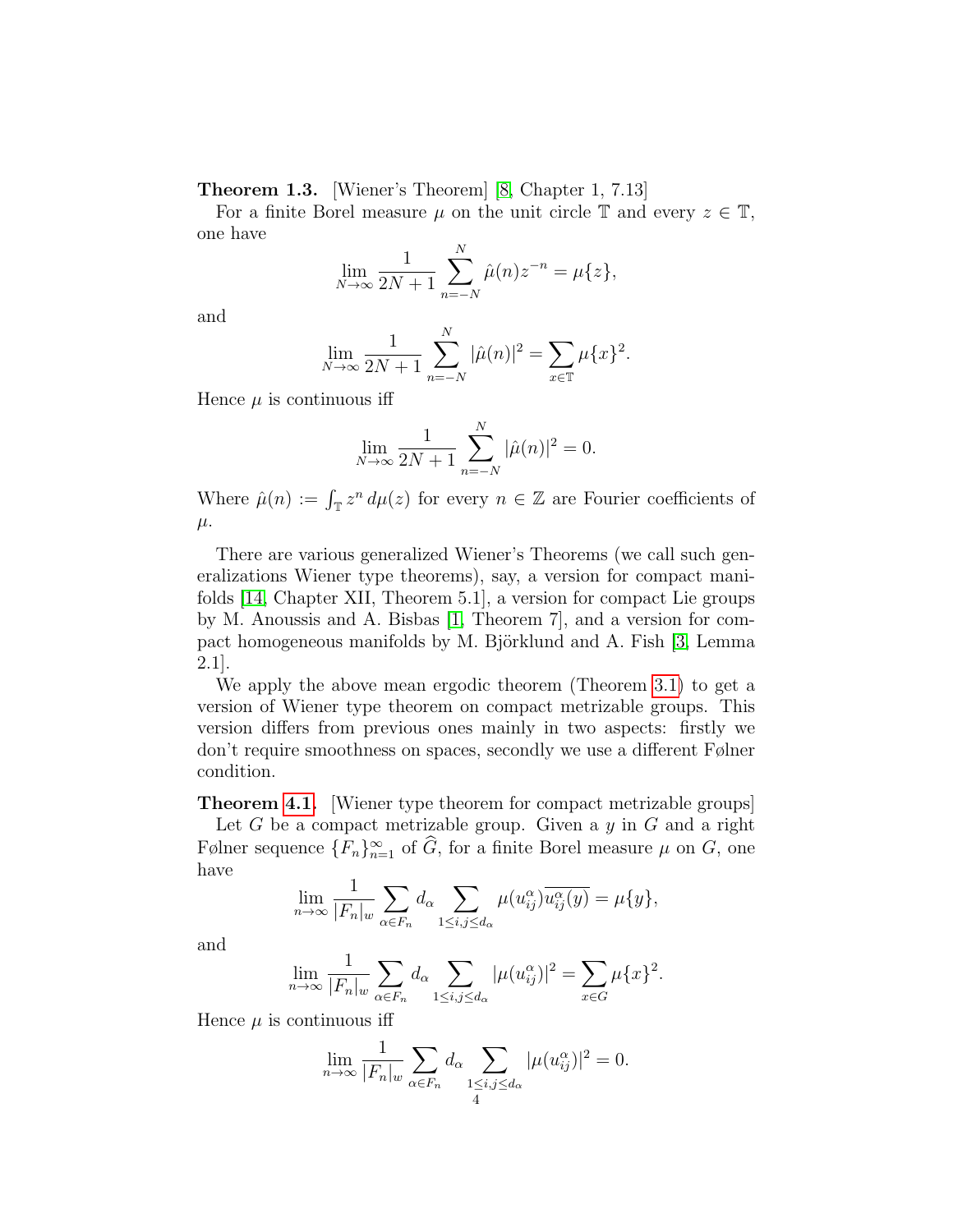**Theorem 1.3.** [Wiener's Theorem] [8, Chapter 1, 7.13]

For a finite Borel measure $\mu$ on the unit circle $\mathbb{T}$ and every $z \in \mathbb{T}$, one have

$$\lim_{N\to\infty} \frac{1}{2N+1} \sum_{n=-N}^{N} \hat{\mu}(n) z^{-n} = \mu\{z\},$$

and

$$\lim_{N\to\infty} \frac{1}{2N+1} \sum_{n=-N}^{N} |\hat{\mu}(n)|^2 = \sum_{x\in\mathbb{T}} \mu\{x\}^2.$$

Hence $\mu$ is continuous iff

$$\lim_{N\to\infty} \frac{1}{2N+1} \sum_{n=-N}^{N} |\hat{\mu}(n)|^2 = 0.$$

Where $\hat{\mu}(n) := \int_{\mathbb{T}} z^n \, d\mu(z)$ for every $n \in \mathbb{Z}$ are Fourier coefficients of $\mu$.

There are various generalized Wiener's Theorems (we call such generalizations Wiener type theorems), say, a version for compact manifolds [14, Chapter XII, Theorem 5.1], a version for compact Lie groups by M. Anoussis and A. Bisbas [1, Theorem 7], and a version for compact homogeneous manifolds by M. Björklund and A. Fish [3, Lemma 2.1].

We apply the above mean ergodic theorem (Theorem 3.1) to get a version of Wiener type theorem on compact metrizable groups. This version differs from previous ones mainly in two aspects: firstly we don't require smoothness on spaces, secondly we use a different Følner condition.

**Theorem 4.1.** [Wiener type theorem for compact metrizable groups]

Let $G$ be a compact metrizable group. Given a $y$ in $G$ and a right Følner sequence $\{F_n\}_{n=1}^{\infty}$ of $\widehat{G}$, for a finite Borel measure $\mu$ on $G$, one have

$$\lim_{n\to\infty} \frac{1}{|F_n|_w} \sum_{\alpha\in F_n} d_\alpha \sum_{1\le i,j\le d_\alpha} \mu(u_{ij}^{\alpha}) \overline{u_{ij}^{\alpha}(y)} = \mu\{y\},$$

and

$$\lim_{n\to\infty} \frac{1}{|F_n|_w} \sum_{\alpha\in F_n} d_\alpha \sum_{1\le i,j\le d_\alpha} |\mu(u_{ij}^{\alpha})|^2 = \sum_{x\in G} \mu\{x\}^2.$$

Hence $\mu$ is continuous iff

$$\lim_{n\to\infty} \frac{1}{|F_n|_w} \sum_{\alpha\in F_n} d_\alpha \sum_{1\le i,j\le d_\alpha} |\mu(u_{ij}^{\alpha})|^2 = 0.$$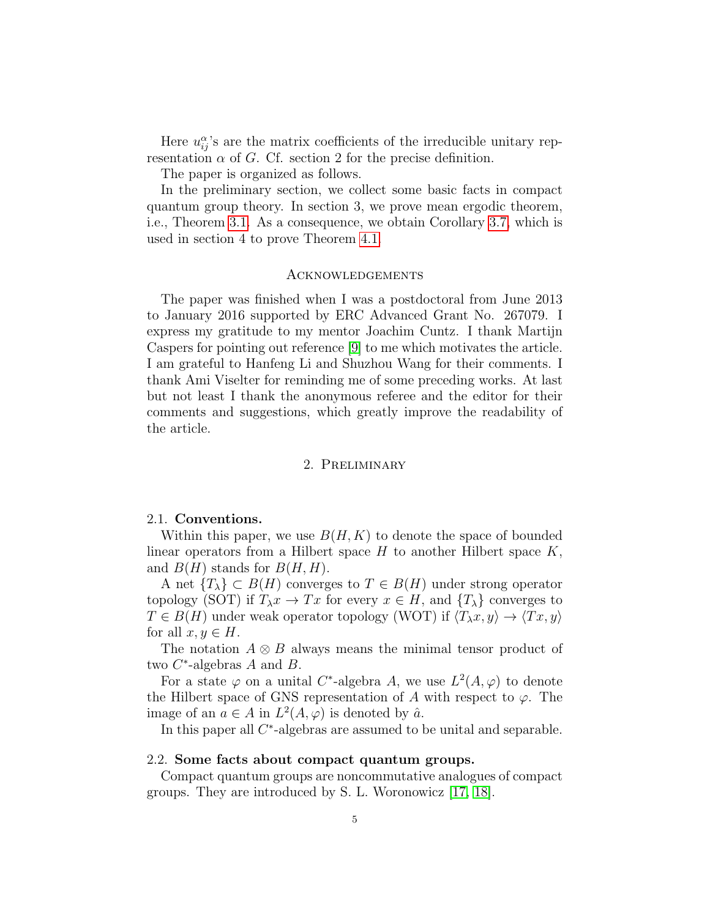Here $u_{ij}^{\alpha}$'s are the matrix coefficients of the irreducible unitary representation $\alpha$ of $G$. Cf. section 2 for the precise definition.

The paper is organized as follows.

In the preliminary section, we collect some basic facts in compact quantum group theory. In section 3, we prove mean ergodic theorem, i.e., Theorem 3.1. As a consequence, we obtain Corollary 3.7, which is used in section 4 to prove Theorem 4.1.

### Acknowledgements

The paper was finished when I was a postdoctoral from June 2013 to January 2016 supported by ERC Advanced Grant No. 267079. I express my gratitude to my mentor Joachim Cuntz. I thank Martijn Caspers for pointing out reference [9] to me which motivates the article. I am grateful to Hanfeng Li and Shuzhou Wang for their comments. I thank Ami Viselter for reminding me of some preceding works. At last but not least I thank the anonymous referee and the editor for their comments and suggestions, which greatly improve the readability of the article.

## 2. Preliminary

### 2.1. Conventions.

Within this paper, we use $B(H, K)$ to denote the space of bounded linear operators from a Hilbert space $H$ to another Hilbert space $K$, and $B(H)$ stands for $B(H, H)$.

A net $\{T_\lambda\} \subset B(H)$ converges to $T \in B(H)$ under strong operator topology (SOT) if $T_\lambda x \to Tx$ for every $x \in H$, and $\{T_\lambda\}$ converges to $T \in B(H)$ under weak operator topology (WOT) if $\langle T_\lambda x, y\rangle \to \langle Tx, y\rangle$ for all $x, y \in H$.

The notation $A \otimes B$ always means the minimal tensor product of two $C^*$-algebras $A$ and $B$.

For a state $\varphi$ on a unital $C^*$-algebra $A$, we use $L^2(A, \varphi)$ to denote the Hilbert space of GNS representation of $A$ with respect to $\varphi$. The image of an $a \in A$ in $L^2(A, \varphi)$ is denoted by $\hat{a}$.

In this paper all $C^*$-algebras are assumed to be unital and separable.

### 2.2. Some facts about compact quantum groups.

Compact quantum groups are noncommutative analogues of compact groups. They are introduced by S. L. Woronowicz [17, 18].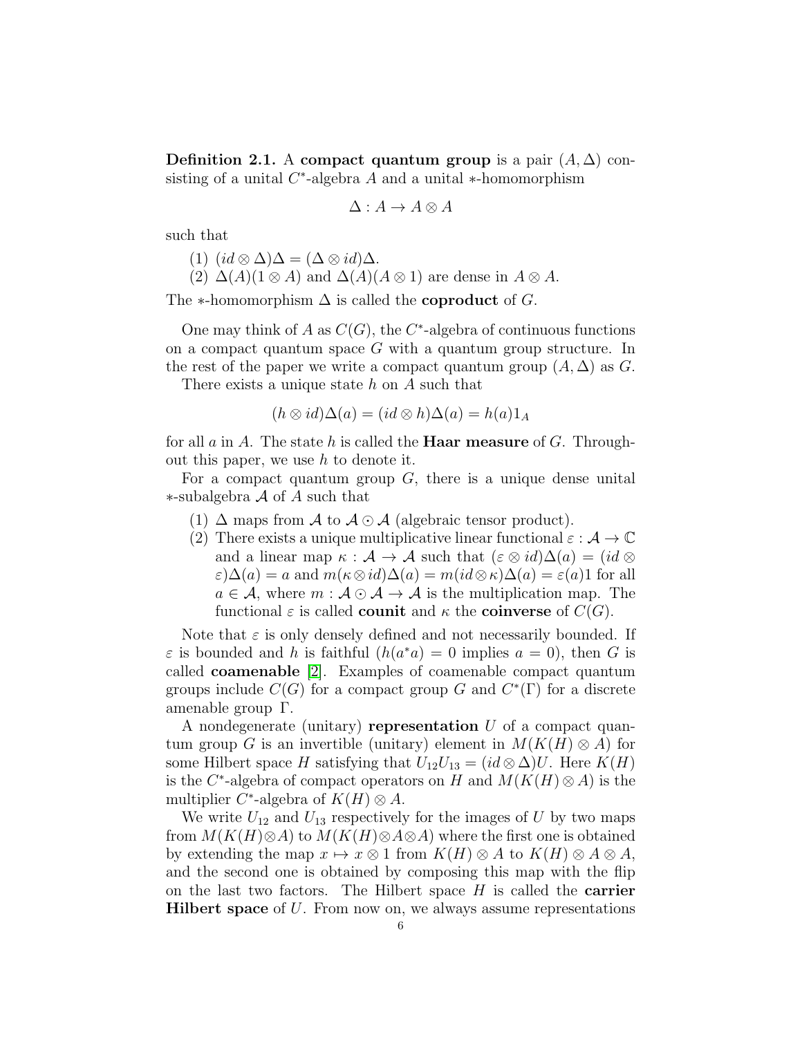**Definition 2.1.** A **compact quantum group** is a pair $(A, \Delta)$ consisting of a unital $C^*$-algebra $A$ and a unital $*$-homomorphism

$$\Delta : A \to A \otimes A$$

such that

1. $(id \otimes \Delta)\Delta = (\Delta \otimes id)\Delta$.
2. $\Delta(A)(1 \otimes A)$ and $\Delta(A)(A \otimes 1)$ are dense in $A \otimes A$.

The $*$-homomorphism $\Delta$ is called the **coproduct** of $G$.

One may think of $A$ as $C(G)$, the $C^*$-algebra of continuous functions on a compact quantum space $G$ with a quantum group structure. In the rest of the paper we write a compact quantum group $(A, \Delta)$ as $G$.

There exists a unique state $h$ on $A$ such that

$$(h \otimes id)\Delta(a) = (id \otimes h)\Delta(a) = h(a)1_A$$

for all $a$ in $A$. The state $h$ is called the **Haar measure** of $G$. Throughout this paper, we use $h$ to denote it.

For a compact quantum group $G$, there is a unique dense unital $*$-subalgebra $\mathcal{A}$ of $A$ such that

1. $\Delta$ maps from $\mathcal{A}$ to $\mathcal{A} \odot \mathcal{A}$ (algebraic tensor product).
2. There exists a unique multiplicative linear functional $\varepsilon : \mathcal{A} \to \mathbb{C}$ and a linear map $\kappa : \mathcal{A} \to \mathcal{A}$ such that $(\varepsilon \otimes id)\Delta(a) = (id \otimes \varepsilon)\Delta(a) = a$ and $m(\kappa \otimes id)\Delta(a) = m(id \otimes \kappa)\Delta(a) = \varepsilon(a)1$ for all $a \in \mathcal{A}$, where $m : \mathcal{A} \odot \mathcal{A} \to \mathcal{A}$ is the multiplication map. The functional $\varepsilon$ is called **counit** and $\kappa$ the **coinverse** of $C(G)$.

Note that $\varepsilon$ is only densely defined and not necessarily bounded. If $\varepsilon$ is bounded and $h$ is faithful ($h(a^*a) = 0$ implies $a = 0$), then $G$ is called **coamenable** [2]. Examples of coamenable compact quantum groups include $C(G)$ for a compact group $G$ and $C^*(\Gamma)$ for a discrete amenable group $\Gamma$.

A nondegenerate (unitary) **representation** $U$ of a compact quantum group $G$ is an invertible (unitary) element in $M(K(H) \otimes A)$ for some Hilbert space $H$ satisfying that $U_{12}U_{13} = (id \otimes \Delta)U$. Here $K(H)$ is the $C^*$-algebra of compact operators on $H$ and $M(K(H) \otimes A)$ is the multiplier $C^*$-algebra of $K(H) \otimes A$.

We write $U_{12}$ and $U_{13}$ respectively for the images of $U$ by two maps from $M(K(H) \otimes A)$ to $M(K(H) \otimes A \otimes A)$ where the first one is obtained by extending the map $x \mapsto x \otimes 1$ from $K(H) \otimes A$ to $K(H) \otimes A \otimes A$, and the second one is obtained by composing this map with the flip on the last two factors. The Hilbert space $H$ is called the **carrier Hilbert space** of $U$. From now on, we always assume representations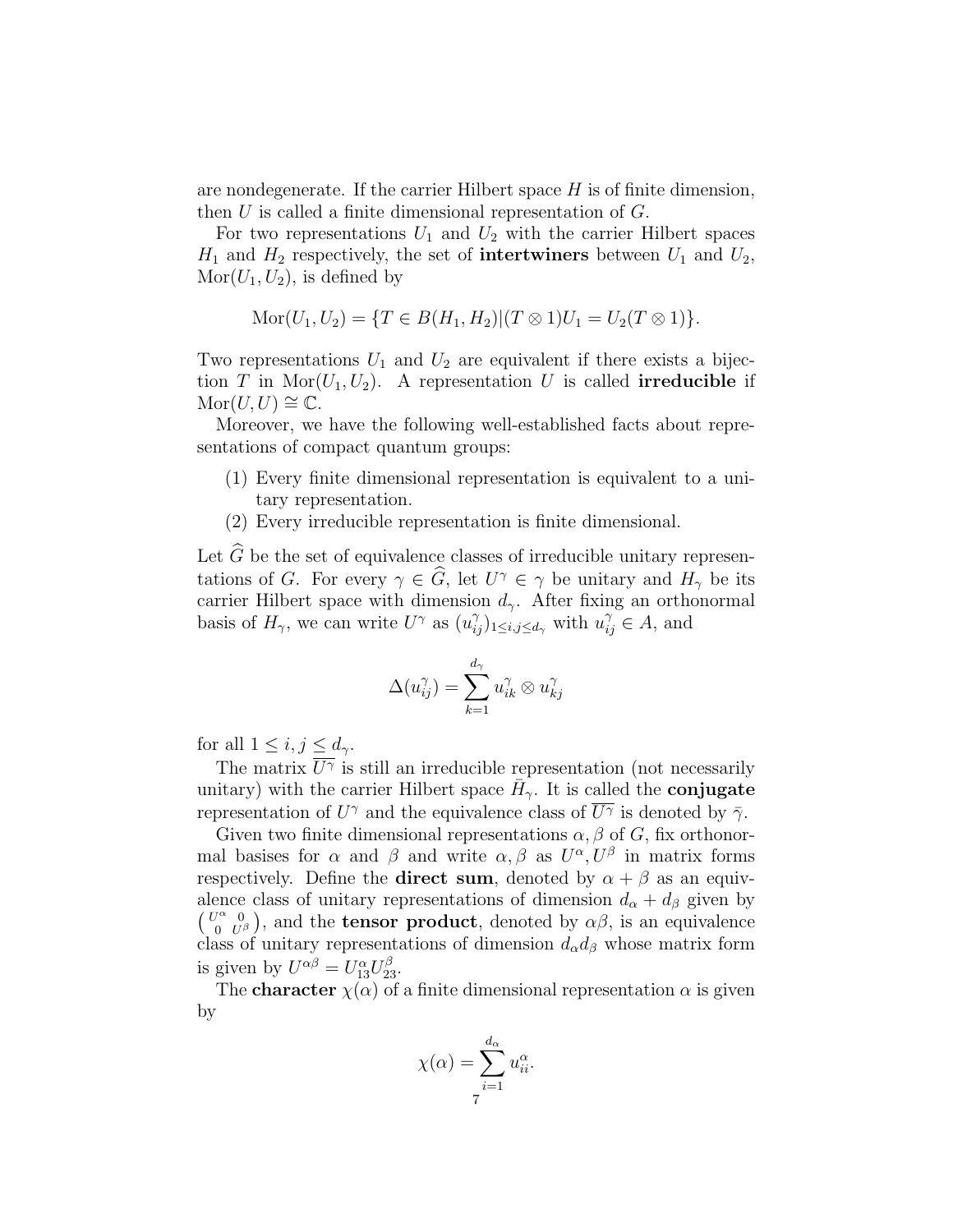are nondegenerate. If the carrier Hilbert space $H$ is of finite dimension, then $U$ is called a finite dimensional representation of $G$.

For two representations $U_1$ and $U_2$ with the carrier Hilbert spaces $H_1$ and $H_2$ respectively, the set of **intertwiners** between $U_1$ and $U_2$, $\mathrm{Mor}(U_1, U_2)$, is defined by

$$\mathrm{Mor}(U_1, U_2) = \{T \in B(H_1, H_2) | (T \otimes 1)U_1 = U_2(T \otimes 1)\}.$$

Two representations $U_1$ and $U_2$ are equivalent if there exists a bijection $T$ in $\mathrm{Mor}(U_1, U_2)$. A representation $U$ is called **irreducible** if $\mathrm{Mor}(U, U) \cong \mathbb{C}$.

Moreover, we have the following well-established facts about representations of compact quantum groups:

(1) Every finite dimensional representation is equivalent to a unitary representation.
(2) Every irreducible representation is finite dimensional.

Let $\widehat{G}$ be the set of equivalence classes of irreducible unitary representations of $G$. For every $\gamma \in \widehat{G}$, let $U^\gamma \in \gamma$ be unitary and $H_\gamma$ be its carrier Hilbert space with dimension $d_\gamma$. After fixing an orthonormal basis of $H_\gamma$, we can write $U^\gamma$ as $(u^\gamma_{ij})_{1 \leq i,j \leq d_\gamma}$ with $u^\gamma_{ij} \in A$, and

$$\Delta(u^\gamma_{ij}) = \sum_{k=1}^{d_\gamma} u^\gamma_{ik} \otimes u^\gamma_{kj}$$

for all $1 \leq i, j \leq d_\gamma$.

The matrix $\overline{U^\gamma}$ is still an irreducible representation (not necessarily unitary) with the carrier Hilbert space $\bar{H}_\gamma$. It is called the **conjugate** representation of $U^\gamma$ and the equivalence class of $\overline{U^\gamma}$ is denoted by $\bar{\gamma}$.

Given two finite dimensional representations $\alpha, \beta$ of $G$, fix orthonormal basises for $\alpha$ and $\beta$ and write $\alpha, \beta$ as $U^\alpha, U^\beta$ in matrix forms respectively. Define the **direct sum**, denoted by $\alpha + \beta$ as an equivalence class of unitary representations of dimension $d_\alpha + d_\beta$ given by $\begin{pmatrix} U^\alpha & 0 \\ 0 & U^\beta \end{pmatrix}$, and the **tensor product**, denoted by $\alpha\beta$, is an equivalence class of unitary representations of dimension $d_\alpha d_\beta$ whose matrix form is given by $U^{\alpha\beta} = U^\alpha_{13} U^\beta_{23}$.

The **character** $\chi(\alpha)$ of a finite dimensional representation $\alpha$ is given by

$$\chi(\alpha) = \sum_{i=1}^{d_\alpha} u^\alpha_{ii}.$$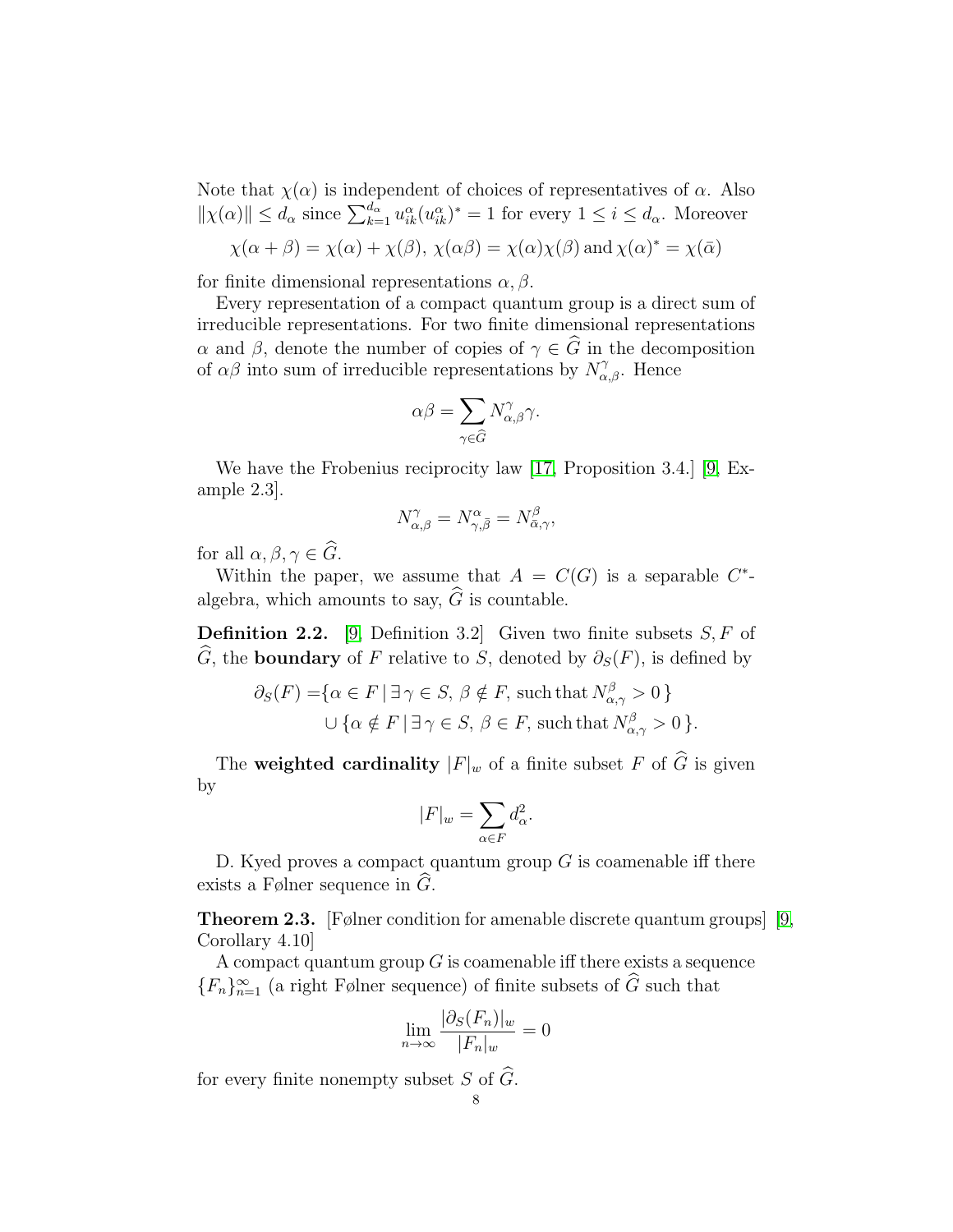Note that $\chi(\alpha)$ is independent of choices of representatives of $\alpha$. Also $\|\chi(\alpha)\| \leq d_\alpha$ since $\sum_{k=1}^{d_\alpha} u_{ik}^\alpha (u_{ik}^\alpha)^* = 1$ for every $1 \leq i \leq d_\alpha$. Moreover

$$\chi(\alpha + \beta) = \chi(\alpha) + \chi(\beta),\ \chi(\alpha\beta) = \chi(\alpha)\chi(\beta) \text{ and } \chi(\alpha)^* = \chi(\bar{\alpha})$$

for finite dimensional representations $\alpha, \beta$.

Every representation of a compact quantum group is a direct sum of irreducible representations. For two finite dimensional representations $\alpha$ and $\beta$, denote the number of copies of $\gamma \in \widehat{G}$ in the decomposition of $\alpha\beta$ into sum of irreducible representations by $N_{\alpha,\beta}^\gamma$. Hence

$$\alpha\beta = \sum_{\gamma \in \widehat{G}} N_{\alpha,\beta}^\gamma \gamma.$$

We have the Frobenius reciprocity law [17, Proposition 3.4.] [9, Example 2.3].

$$N_{\alpha,\beta}^\gamma = N_{\gamma,\bar{\beta}}^\alpha = N_{\bar{\alpha},\gamma}^\beta,$$

for all $\alpha, \beta, \gamma \in \widehat{G}$.

Within the paper, we assume that $A = C(G)$ is a separable $C^*$-algebra, which amounts to say, $\widehat{G}$ is countable.

**Definition 2.2.** [9, Definition 3.2] Given two finite subsets $S, F$ of $\widehat{G}$, the **boundary** of $F$ relative to $S$, denoted by $\partial_S(F)$, is defined by

$$\begin{aligned}\partial_S(F) = &\{\alpha \in F \,|\, \exists\, \gamma \in S,\ \beta \notin F, \text{ such that } N_{\alpha,\gamma}^\beta > 0\,\} \\ &\cup \{\alpha \notin F \,|\, \exists\, \gamma \in S,\ \beta \in F, \text{ such that } N_{\alpha,\gamma}^\beta > 0\,\}.\end{aligned}$$

The **weighted cardinality** $|F|_w$ of a finite subset $F$ of $\widehat{G}$ is given by

$$|F|_w = \sum_{\alpha \in F} d_\alpha^2.$$

D. Kyed proves a compact quantum group $G$ is coamenable iff there exists a Følner sequence in $\widehat{G}$.

**Theorem 2.3.** [Følner condition for amenable discrete quantum groups] [9, Corollary 4.10]

A compact quantum group $G$ is coamenable iff there exists a sequence $\{F_n\}_{n=1}^\infty$ (a right Følner sequence) of finite subsets of $\widehat{G}$ such that

$$\lim_{n\to\infty} \frac{|\partial_S(F_n)|_w}{|F_n|_w} = 0$$

for every finite nonempty subset $S$ of $\widehat{G}$.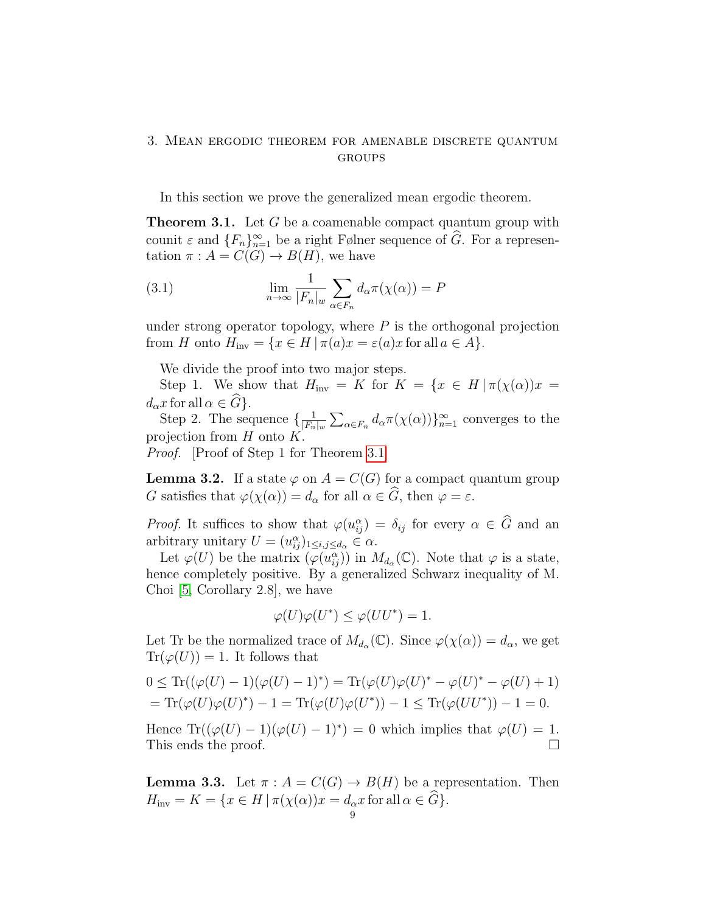## 3. Mean ergodic theorem for amenable discrete quantum groups

In this section we prove the generalized mean ergodic theorem.

**Theorem 3.1.** Let $G$ be a coamenable compact quantum group with counit $\varepsilon$ and $\{F_n\}_{n=1}^{\infty}$ be a right Følner sequence of $\widehat{G}$. For a representation $\pi : A = C(G) \to B(H)$, we have

$$\lim_{n\to\infty} \frac{1}{|F_n|_w} \sum_{\alpha \in F_n} d_\alpha \pi(\chi(\alpha)) = P \tag{3.1}$$

under strong operator topology, where $P$ is the orthogonal projection from $H$ onto $H_{\text{inv}} = \{x \in H \mid \pi(a)x = \varepsilon(a)x \text{ for all } a \in A\}$.

We divide the proof into two major steps.

Step 1. We show that $H_{\text{inv}} = K$ for $K = \{x \in H \mid \pi(\chi(\alpha))x = d_\alpha x \text{ for all } \alpha \in \widehat{G}\}$.

Step 2. The sequence $\{\frac{1}{|F_n|_w} \sum_{\alpha \in F_n} d_\alpha \pi(\chi(\alpha))\}_{n=1}^{\infty}$ converges to the projection from $H$ onto $K$.

*Proof.* [Proof of Step 1 for Theorem 3.1]

**Lemma 3.2.** If a state $\varphi$ on $A = C(G)$ for a compact quantum group $G$ satisfies that $\varphi(\chi(\alpha)) = d_\alpha$ for all $\alpha \in \widehat{G}$, then $\varphi = \varepsilon$.

*Proof.* It suffices to show that $\varphi(u_{ij}^\alpha) = \delta_{ij}$ for every $\alpha \in \widehat{G}$ and an arbitrary unitary $U = (u_{ij}^\alpha)_{1 \le i,j \le d_\alpha} \in \alpha$.

Let $\varphi(U)$ be the matrix $(\varphi(u_{ij}^\alpha))$ in $M_{d_\alpha}(\mathbb{C})$. Note that $\varphi$ is a state, hence completely positive. By a generalized Schwarz inequality of M. Choi [5, Corollary 2.8], we have

$$\varphi(U)\varphi(U^*) \le \varphi(UU^*) = 1.$$

Let Tr be the normalized trace of $M_{d_\alpha}(\mathbb{C})$. Since $\varphi(\chi(\alpha)) = d_\alpha$, we get $\text{Tr}(\varphi(U)) = 1$. It follows that

$$\begin{aligned}
0 &\le \text{Tr}((\varphi(U) - 1)(\varphi(U) - 1)^*) = \text{Tr}(\varphi(U)\varphi(U)^* - \varphi(U)^* - \varphi(U) + 1) \\
&= \text{Tr}(\varphi(U)\varphi(U)^*) - 1 = \text{Tr}(\varphi(U)\varphi(U^*)) - 1 \le \text{Tr}(\varphi(UU^*)) - 1 = 0.
\end{aligned}$$

Hence $\text{Tr}((\varphi(U) - 1)(\varphi(U) - 1)^*) = 0$ which implies that $\varphi(U) = 1$. This ends the proof. $\square$

**Lemma 3.3.** Let $\pi : A = C(G) \to B(H)$ be a representation. Then $H_{\text{inv}} = K = \{x \in H \mid \pi(\chi(\alpha))x = d_\alpha x \text{ for all } \alpha \in \widehat{G}\}$.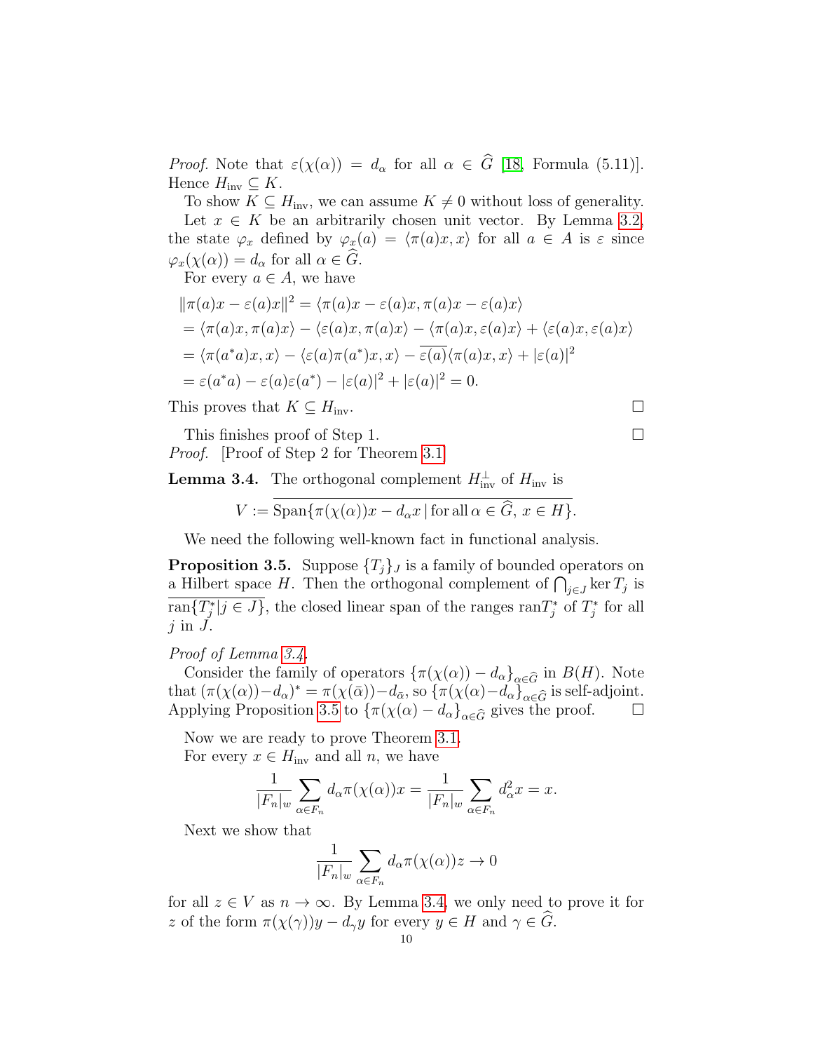*Proof.* Note that $\varepsilon(\chi(\alpha)) = d_\alpha$ for all $\alpha \in \widehat{G}$ [18, Formula (5.11)]. Hence $H_{\text{inv}} \subseteq K$.

To show $K \subseteq H_{\text{inv}}$, we can assume $K \neq 0$ without loss of generality.

Let $x \in K$ be an arbitrarily chosen unit vector. By Lemma 3.2, the state $\varphi_x$ defined by $\varphi_x(a) = \langle \pi(a)x, x\rangle$ for all $a \in A$ is $\varepsilon$ since $\varphi_x(\chi(\alpha)) = d_\alpha$ for all $\alpha \in \widehat{G}$.

For every $a \in A$, we have

$$\begin{aligned}
&\|\pi(a)x - \varepsilon(a)x\|^2 = \langle \pi(a)x - \varepsilon(a)x, \pi(a)x - \varepsilon(a)x\rangle \\
&= \langle \pi(a)x, \pi(a)x\rangle - \langle \varepsilon(a)x, \pi(a)x\rangle - \langle \pi(a)x, \varepsilon(a)x\rangle + \langle \varepsilon(a)x, \varepsilon(a)x\rangle \\
&= \langle \pi(a^*a)x, x\rangle - \langle \varepsilon(a)\pi(a^*)x, x\rangle - \overline{\varepsilon(a)}\langle \pi(a)x, x\rangle + |\varepsilon(a)|^2 \\
&= \varepsilon(a^*a) - \varepsilon(a)\varepsilon(a^*) - |\varepsilon(a)|^2 + |\varepsilon(a)|^2 = 0.
\end{aligned}$$

This proves that $K \subseteq H_{\text{inv}}$. $\square$

This finishes proof of Step 1. $\square$

*Proof.* [Proof of Step 2 for Theorem 3.1]

**Lemma 3.4.** The orthogonal complement $H_{\text{inv}}^\perp$ of $H_{\text{inv}}$ is

$$V := \overline{\operatorname{Span}\{\pi(\chi(\alpha))x - d_\alpha x \,|\, \text{for all } \alpha \in \widehat{G},\, x \in H\}}.$$

We need the following well-known fact in functional analysis.

**Proposition 3.5.** Suppose $\{T_j\}_J$ is a family of bounded operators on a Hilbert space $H$. Then the orthogonal complement of $\bigcap_{j\in J} \ker T_j$ is $\overline{\operatorname{ran}\{T_j^* | j \in J\}}$, the closed linear span of the ranges $\operatorname{ran} T_j^*$ of $T_j^*$ for all $j$ in $J$.

*Proof of Lemma 3.4.*

Consider the family of operators $\{\pi(\chi(\alpha)) - d_\alpha\}_{\alpha\in\widehat{G}}$ in $B(H)$. Note that $(\pi(\chi(\alpha)) - d_\alpha)^* = \pi(\chi(\bar{\alpha})) - d_{\bar{\alpha}}$, so $\{\pi(\chi(\alpha) - d_\alpha\}_{\alpha\in\widehat{G}}$ is self-adjoint. Applying Proposition 3.5 to $\{\pi(\chi(\alpha) - d_\alpha\}_{\alpha\in\widehat{G}}$ gives the proof. $\square$

Now we are ready to prove Theorem 3.1.

For every $x \in H_{\text{inv}}$ and all $n$, we have

$$\frac{1}{|F_n|_w} \sum_{\alpha\in F_n} d_\alpha \pi(\chi(\alpha))x = \frac{1}{|F_n|_w} \sum_{\alpha\in F_n} d_\alpha^2 x = x.$$

Next we show that

$$\frac{1}{|F_n|_w} \sum_{\alpha\in F_n} d_\alpha \pi(\chi(\alpha))z \to 0$$

for all $z \in V$ as $n \to \infty$. By Lemma 3.4, we only need to prove it for $z$ of the form $\pi(\chi(\gamma))y - d_\gamma y$ for every $y \in H$ and $\gamma \in \widehat{G}$.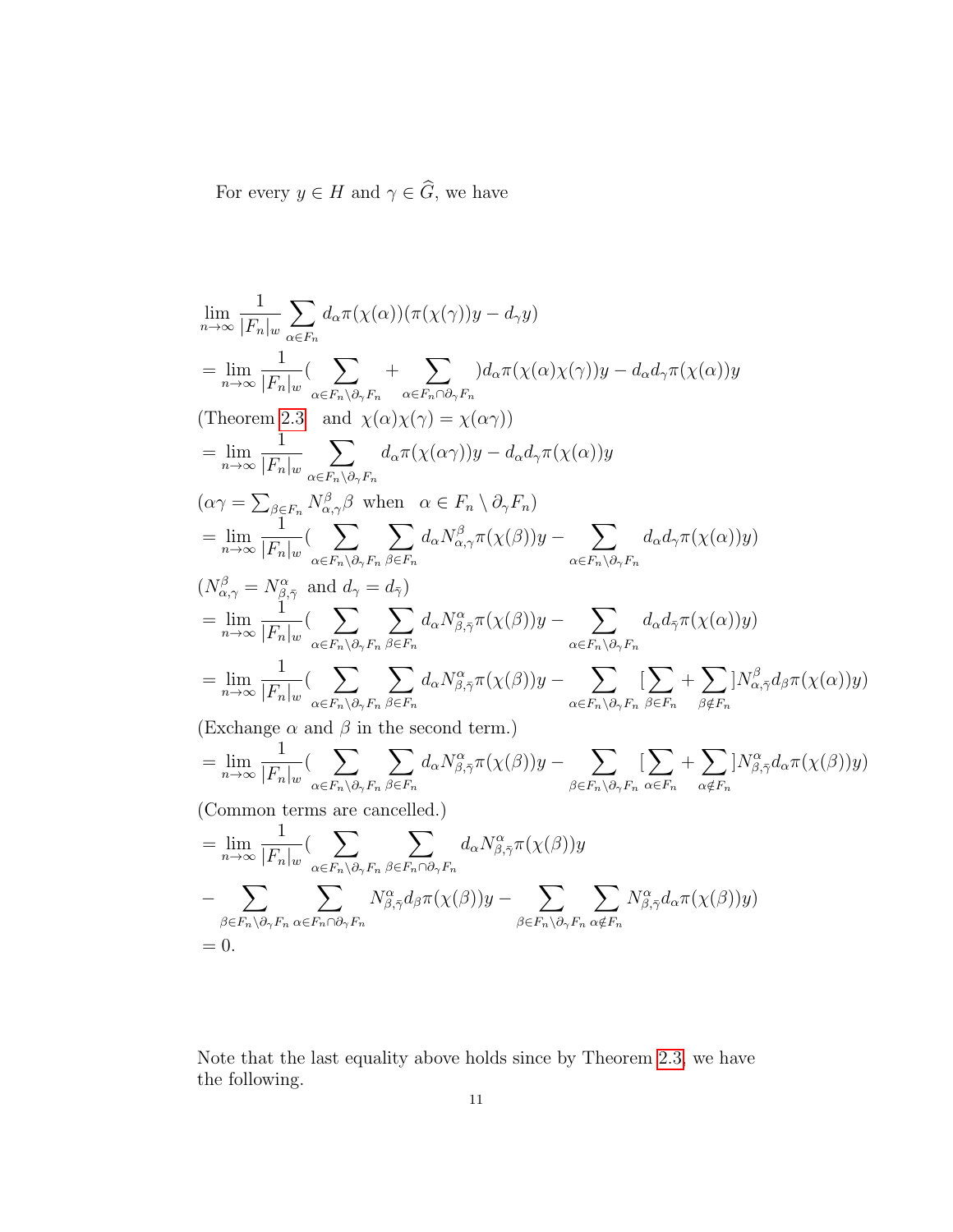For every $y \in H$ and $\gamma \in \widehat{G}$, we have

$$
\begin{aligned}
&\lim_{n\to\infty} \frac{1}{|F_n|_w} \sum_{\alpha \in F_n} d_\alpha \pi(\chi(\alpha))(\pi(\chi(\gamma))y - d_\gamma y) \\
&= \lim_{n\to\infty} \frac{1}{|F_n|_w} \Big( \sum_{\alpha \in F_n \setminus \partial_\gamma F_n} + \sum_{\alpha \in F_n \cap \partial_\gamma F_n} \Big) d_\alpha \pi(\chi(\alpha)\chi(\gamma))y - d_\alpha d_\gamma \pi(\chi(\alpha))y \\
&\text{(Theorem 2.3 \ and \ } \chi(\alpha)\chi(\gamma) = \chi(\alpha\gamma)) \\
&= \lim_{n\to\infty} \frac{1}{|F_n|_w} \sum_{\alpha \in F_n \setminus \partial_\gamma F_n} d_\alpha \pi(\chi(\alpha\gamma))y - d_\alpha d_\gamma \pi(\chi(\alpha))y \\
&(\alpha\gamma = \textstyle\sum_{\beta \in F_n} N_{\alpha,\gamma}^{\beta} \beta \text{ when } \ \alpha \in F_n \setminus \partial_\gamma F_n) \\
&= \lim_{n\to\infty} \frac{1}{|F_n|_w} \Big( \sum_{\alpha \in F_n \setminus \partial_\gamma F_n} \sum_{\beta \in F_n} d_\alpha N_{\alpha,\gamma}^{\beta} \pi(\chi(\beta))y - \sum_{\alpha \in F_n \setminus \partial_\gamma F_n} d_\alpha d_\gamma \pi(\chi(\alpha))y \Big) \\
&(N_{\alpha,\gamma}^{\beta} = N_{\beta,\bar{\gamma}}^{\alpha} \ \text{and} \ d_\gamma = d_{\bar{\gamma}}) \\
&= \lim_{n\to\infty} \frac{1}{|F_n|_w} \Big( \sum_{\alpha \in F_n \setminus \partial_\gamma F_n} \sum_{\beta \in F_n} d_\alpha N_{\beta,\bar{\gamma}}^{\alpha} \pi(\chi(\beta))y - \sum_{\alpha \in F_n \setminus \partial_\gamma F_n} d_\alpha d_{\bar{\gamma}} \pi(\chi(\alpha))y \Big) \\
&= \lim_{n\to\infty} \frac{1}{|F_n|_w} \Big( \sum_{\alpha \in F_n \setminus \partial_\gamma F_n} \sum_{\beta \in F_n} d_\alpha N_{\beta,\bar{\gamma}}^{\alpha} \pi(\chi(\beta))y - \sum_{\alpha \in F_n \setminus \partial_\gamma F_n} \Big[\sum_{\beta \in F_n} + \sum_{\beta \notin F_n}\Big] N_{\alpha,\bar{\gamma}}^{\beta} d_\beta \pi(\chi(\alpha))y \Big) \\
&\text{(Exchange } \alpha \text{ and } \beta \text{ in the second term.)} \\
&= \lim_{n\to\infty} \frac{1}{|F_n|_w} \Big( \sum_{\alpha \in F_n \setminus \partial_\gamma F_n} \sum_{\beta \in F_n} d_\alpha N_{\beta,\bar{\gamma}}^{\alpha} \pi(\chi(\beta))y - \sum_{\beta \in F_n \setminus \partial_\gamma F_n} \Big[\sum_{\alpha \in F_n} + \sum_{\alpha \notin F_n}\Big] N_{\beta,\bar{\gamma}}^{\alpha} d_\alpha \pi(\chi(\beta))y \Big) \\
&\text{(Common terms are cancelled.)} \\
&= \lim_{n\to\infty} \frac{1}{|F_n|_w} \Big( \sum_{\alpha \in F_n \setminus \partial_\gamma F_n} \sum_{\beta \in F_n \cap \partial_\gamma F_n} d_\alpha N_{\beta,\bar{\gamma}}^{\alpha} \pi(\chi(\beta))y \\
&- \sum_{\beta \in F_n \setminus \partial_\gamma F_n} \sum_{\alpha \in F_n \cap \partial_\gamma F_n} N_{\beta,\bar{\gamma}}^{\alpha} d_\beta \pi(\chi(\beta))y - \sum_{\beta \in F_n \setminus \partial_\gamma F_n} \sum_{\alpha \notin F_n} N_{\beta,\bar{\gamma}}^{\alpha} d_\alpha \pi(\chi(\beta))y \Big) \\
&= 0.
\end{aligned}
$$

Note that the last equality above holds since by Theorem 2.3, we have the following.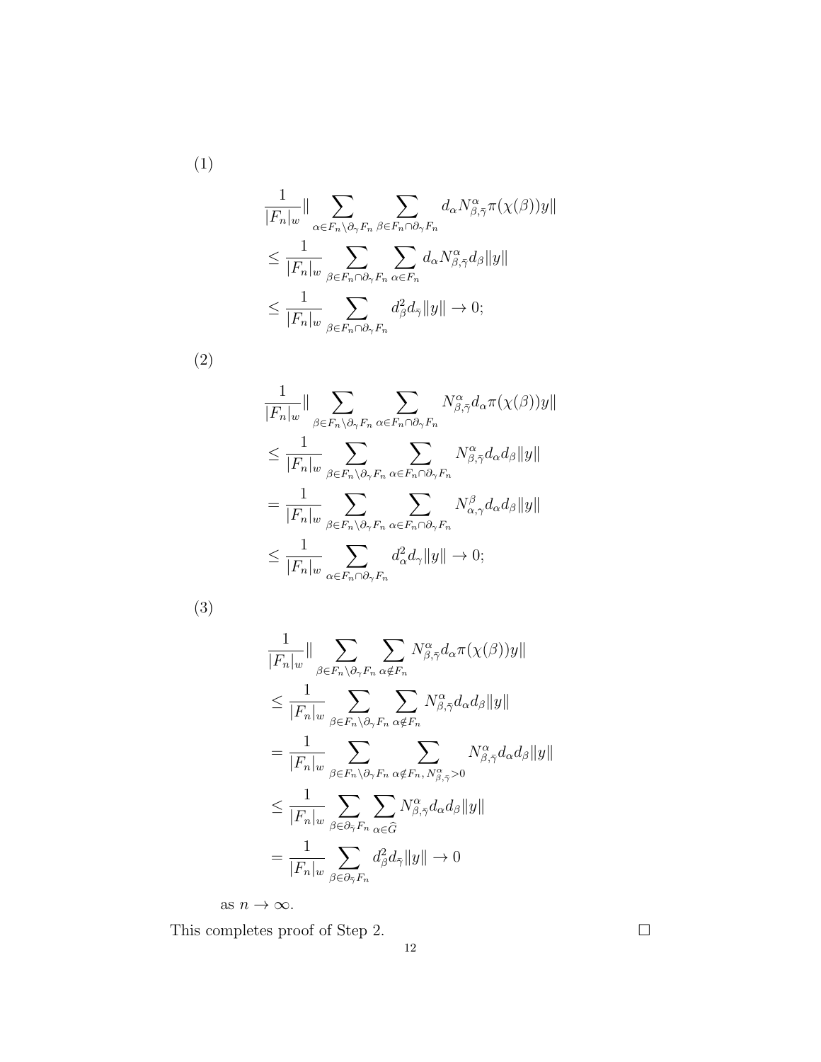(1)

$$
\begin{aligned}
&\frac{1}{|F_n|_w}\|\sum_{\alpha\in F_n\setminus\partial_\gamma F_n}\sum_{\beta\in F_n\cap\partial_\gamma F_n} d_\alpha N^\alpha_{\beta,\bar{\gamma}}\pi(\chi(\beta))y\| \\
&\le \frac{1}{|F_n|_w}\sum_{\beta\in F_n\cap\partial_\gamma F_n}\sum_{\alpha\in F_n} d_\alpha N^\alpha_{\beta,\bar{\gamma}} d_\beta\|y\| \\
&\le \frac{1}{|F_n|_w}\sum_{\beta\in F_n\cap\partial_\gamma F_n} d_\beta^2 d_{\bar{\gamma}}\|y\| \to 0;
\end{aligned}
$$

(2)

$$
\begin{aligned}
&\frac{1}{|F_n|_w}\|\sum_{\beta\in F_n\setminus\partial_\gamma F_n}\sum_{\alpha\in F_n\cap\partial_\gamma F_n} N^\alpha_{\beta,\bar{\gamma}} d_\alpha \pi(\chi(\beta))y\| \\
&\le \frac{1}{|F_n|_w}\sum_{\beta\in F_n\setminus\partial_\gamma F_n}\sum_{\alpha\in F_n\cap\partial_\gamma F_n} N^\alpha_{\beta,\bar{\gamma}} d_\alpha d_\beta\|y\| \\
&= \frac{1}{|F_n|_w}\sum_{\beta\in F_n\setminus\partial_\gamma F_n}\sum_{\alpha\in F_n\cap\partial_\gamma F_n} N^\beta_{\alpha,\gamma} d_\alpha d_\beta\|y\| \\
&\le \frac{1}{|F_n|_w}\sum_{\alpha\in F_n\cap\partial_\gamma F_n} d_\alpha^2 d_\gamma\|y\| \to 0;
\end{aligned}
$$

(3)

$$
\begin{aligned}
&\frac{1}{|F_n|_w}\|\sum_{\beta\in F_n\setminus\partial_\gamma F_n}\sum_{\alpha\notin F_n} N^\alpha_{\beta,\bar{\gamma}} d_\alpha \pi(\chi(\beta))y\| \\
&\le \frac{1}{|F_n|_w}\sum_{\beta\in F_n\setminus\partial_\gamma F_n}\sum_{\alpha\notin F_n} N^\alpha_{\beta,\bar{\gamma}} d_\alpha d_\beta\|y\| \\
&= \frac{1}{|F_n|_w}\sum_{\beta\in F_n\setminus\partial_\gamma F_n}\sum_{\alpha\notin F_n,\, N^\alpha_{\beta,\bar{\gamma}}>0} N^\alpha_{\beta,\bar{\gamma}} d_\alpha d_\beta\|y\| \\
&\le \frac{1}{|F_n|_w}\sum_{\beta\in\partial_{\bar{\gamma}} F_n}\sum_{\alpha\in\widehat{G}} N^\alpha_{\beta,\bar{\gamma}} d_\alpha d_\beta\|y\| \\
&= \frac{1}{|F_n|_w}\sum_{\beta\in\partial_{\bar{\gamma}} F_n} d_\beta^2 d_{\bar{\gamma}}\|y\| \to 0
\end{aligned}
$$

as $n\to\infty$.

This completes proof of Step 2. □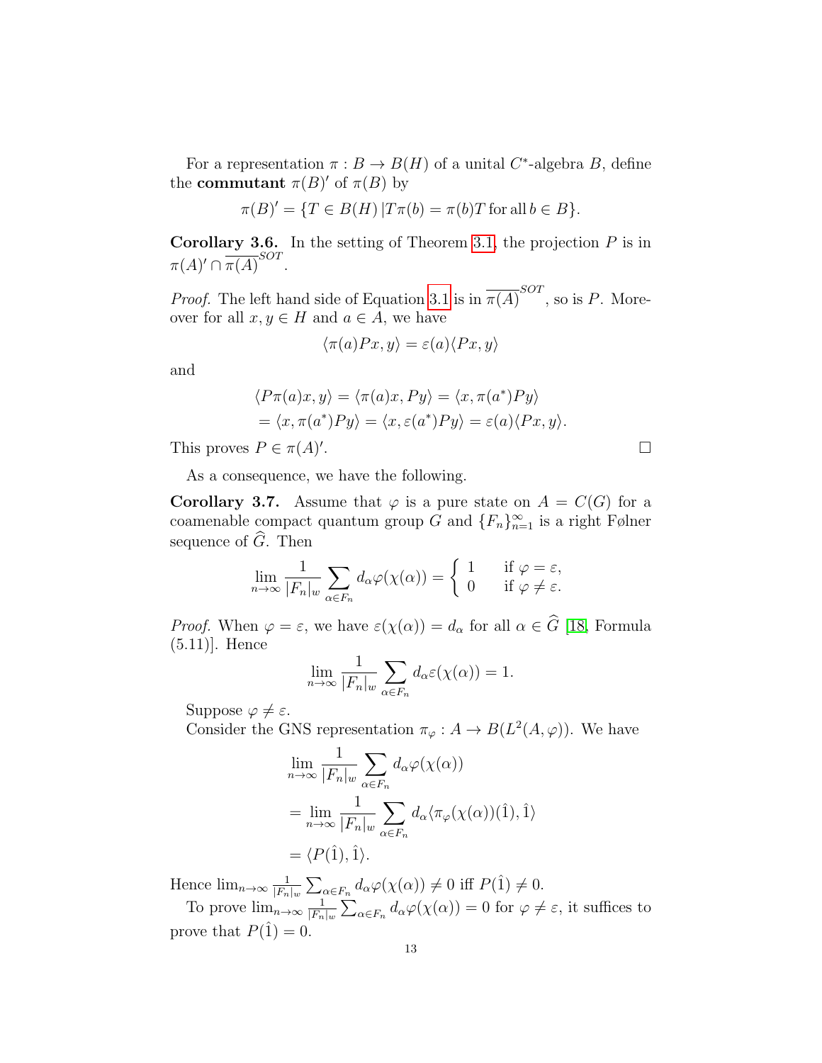For a representation $\pi : B \to B(H)$ of a unital $C^*$-algebra $B$, define the **commutant** $\pi(B)'$ of $\pi(B)$ by

$$\pi(B)' = \{T \in B(H) \,|\, T\pi(b) = \pi(b)T \text{ for all } b \in B\}.$$

**Corollary 3.6.** In the setting of Theorem 3.1, the projection $P$ is in $\pi(A)' \cap \overline{\pi(A)}^{SOT}$.

*Proof.* The left hand side of Equation 3.1 is in $\overline{\pi(A)}^{SOT}$, so is $P$. Moreover for all $x, y \in H$ and $a \in A$, we have

$$\langle \pi(a)Px, y\rangle = \varepsilon(a)\langle Px, y\rangle$$

and

$$\begin{aligned}
&\langle P\pi(a)x, y\rangle = \langle \pi(a)x, Py\rangle = \langle x, \pi(a^*)Py\rangle \\
&= \langle x, \pi(a^*)Py\rangle = \langle x, \varepsilon(a^*)Py\rangle = \varepsilon(a)\langle Px, y\rangle.
\end{aligned}$$

This proves $P \in \pi(A)'$. $\square$

As a consequence, we have the following.

**Corollary 3.7.** Assume that $\varphi$ is a pure state on $A = C(G)$ for a coamenable compact quantum group $G$ and $\{F_n\}_{n=1}^{\infty}$ is a right Følner sequence of $\widehat{G}$. Then

$$\lim_{n\to\infty} \frac{1}{|F_n|_w} \sum_{\alpha \in F_n} d_\alpha \varphi(\chi(\alpha)) = \begin{cases} 1 & \text{if } \varphi = \varepsilon, \\ 0 & \text{if } \varphi \neq \varepsilon. \end{cases}$$

*Proof.* When $\varphi = \varepsilon$, we have $\varepsilon(\chi(\alpha)) = d_\alpha$ for all $\alpha \in \widehat{G}$ [18, Formula (5.11)]. Hence

$$\lim_{n\to\infty} \frac{1}{|F_n|_w} \sum_{\alpha \in F_n} d_\alpha \varepsilon(\chi(\alpha)) = 1.$$

Suppose $\varphi \neq \varepsilon$.

Consider the GNS representation $\pi_\varphi : A \to B(L^2(A, \varphi))$. We have

$$\begin{aligned}
&\lim_{n\to\infty} \frac{1}{|F_n|_w} \sum_{\alpha \in F_n} d_\alpha \varphi(\chi(\alpha)) \\
&= \lim_{n\to\infty} \frac{1}{|F_n|_w} \sum_{\alpha \in F_n} d_\alpha \langle \pi_\varphi(\chi(\alpha))(\hat{1}), \hat{1}\rangle \\
&= \langle P(\hat{1}), \hat{1}\rangle.
\end{aligned}$$

Hence $\lim_{n\to\infty} \frac{1}{|F_n|_w} \sum_{\alpha \in F_n} d_\alpha \varphi(\chi(\alpha)) \neq 0$ iff $P(\hat{1}) \neq 0$.

To prove $\lim_{n\to\infty} \frac{1}{|F_n|_w} \sum_{\alpha \in F_n} d_\alpha \varphi(\chi(\alpha)) = 0$ for $\varphi \neq \varepsilon$, it suffices to prove that $P(\hat{1}) = 0$.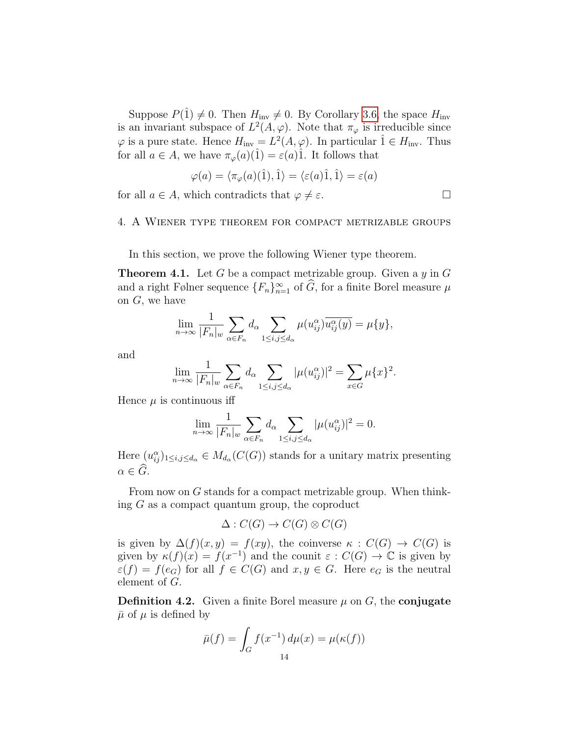Suppose $P(\hat{1}) \neq 0$. Then $H_{\text{inv}} \neq 0$. By Corollary 3.6, the space $H_{\text{inv}}$ is an invariant subspace of $L^2(A, \varphi)$. Note that $\pi_\varphi$ is irreducible since $\varphi$ is a pure state. Hence $H_{\text{inv}} = L^2(A, \varphi)$. In particular $\hat{1} \in H_{\text{inv}}$. Thus for all $a \in A$, we have $\pi_\varphi(a)(\hat{1}) = \varepsilon(a)\hat{1}$. It follows that

$$\varphi(a) = \langle \pi_\varphi(a)(\hat{1}), \hat{1} \rangle = \langle \varepsilon(a)\hat{1}, \hat{1} \rangle = \varepsilon(a)$$

for all $a \in A$, which contradicts that $\varphi \neq \varepsilon$. □

## 4. A Wiener type theorem for compact metrizable groups

In this section, we prove the following Wiener type theorem.

**Theorem 4.1.** Let $G$ be a compact metrizable group. Given a $y$ in $G$ and a right Følner sequence $\{F_n\}_{n=1}^{\infty}$ of $\widehat{G}$, for a finite Borel measure $\mu$ on $G$, we have

$$\lim_{n\to\infty} \frac{1}{|F_n|_w} \sum_{\alpha \in F_n} d_\alpha \sum_{1 \leq i,j \leq d_\alpha} \mu(u_{ij}^\alpha) \overline{u_{ij}^\alpha(y)} = \mu\{y\},$$

and

$$\lim_{n\to\infty} \frac{1}{|F_n|_w} \sum_{\alpha \in F_n} d_\alpha \sum_{1 \leq i,j \leq d_\alpha} |\mu(u_{ij}^\alpha)|^2 = \sum_{x \in G} \mu\{x\}^2.$$

Hence $\mu$ is continuous iff

$$\lim_{n\to\infty} \frac{1}{|F_n|_w} \sum_{\alpha \in F_n} d_\alpha \sum_{1 \leq i,j \leq d_\alpha} |\mu(u_{ij}^\alpha)|^2 = 0.$$

Here $(u_{ij}^\alpha)_{1 \leq i,j \leq d_\alpha} \in M_{d_\alpha}(C(G))$ stands for a unitary matrix presenting $\alpha \in \widehat{G}$.

From now on $G$ stands for a compact metrizable group. When thinking $G$ as a compact quantum group, the coproduct

$$\Delta : C(G) \to C(G) \otimes C(G)$$

is given by $\Delta(f)(x, y) = f(xy)$, the coinverse $\kappa : C(G) \to C(G)$ is given by $\kappa(f)(x) = f(x^{-1})$ and the counit $\varepsilon : C(G) \to \mathbb{C}$ is given by $\varepsilon(f) = f(e_G)$ for all $f \in C(G)$ and $x, y \in G$. Here $e_G$ is the neutral element of $G$.

**Definition 4.2.** Given a finite Borel measure $\mu$ on $G$, the **conjugate** $\bar{\mu}$ of $\mu$ is defined by

$$\bar{\mu}(f) = \int_G f(x^{-1})\, d\mu(x) = \mu(\kappa(f))$$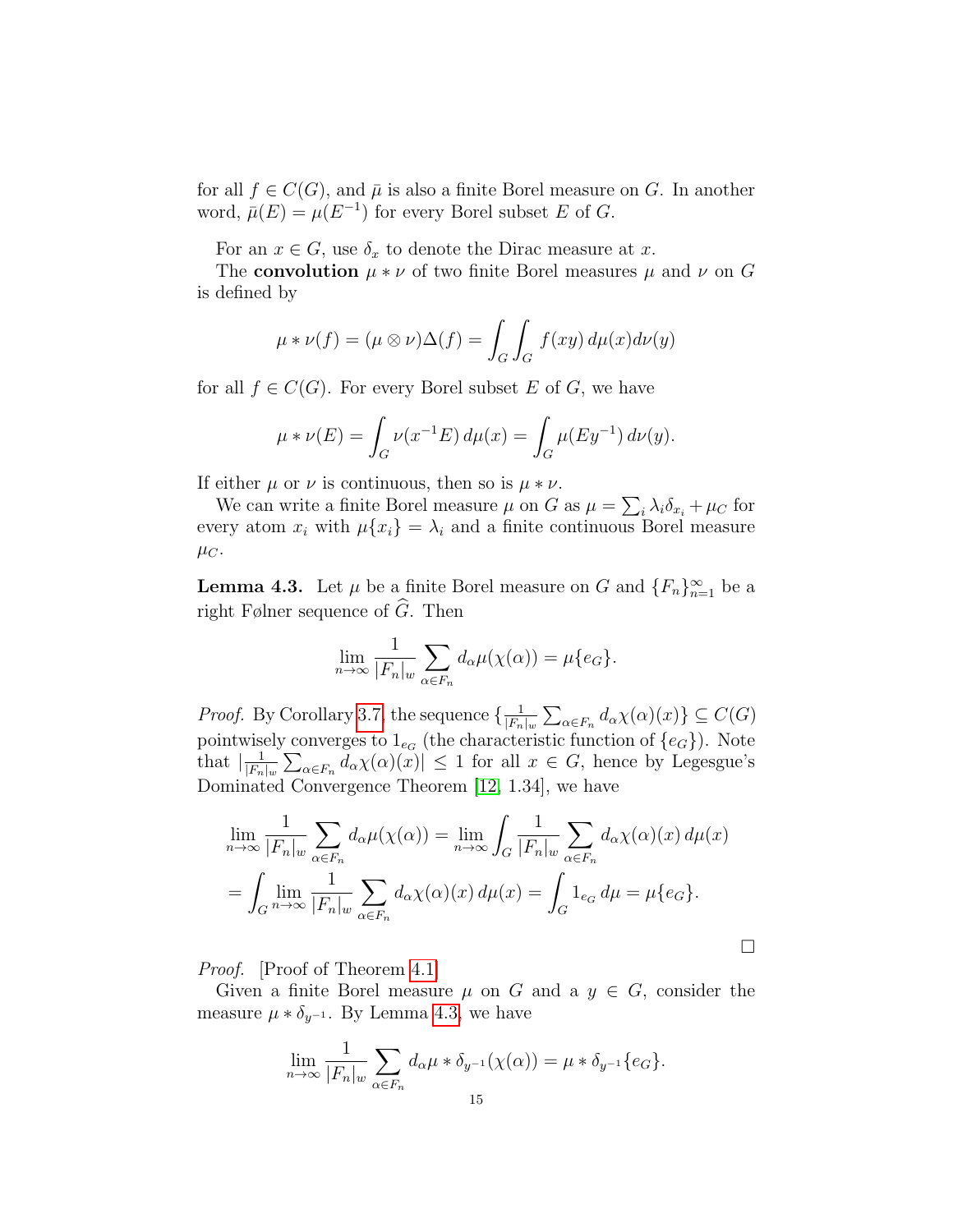for all $f \in C(G)$, and $\bar{\mu}$ is also a finite Borel measure on $G$. In another word, $\bar{\mu}(E) = \mu(E^{-1})$ for every Borel subset $E$ of $G$.

For an $x \in G$, use $\delta_x$ to denote the Dirac measure at $x$.

The **convolution** $\mu * \nu$ of two finite Borel measures $\mu$ and $\nu$ on $G$ is defined by

$$\mu * \nu(f) = (\mu \otimes \nu)\Delta(f) = \int_G \int_G f(xy)\, d\mu(x) d\nu(y)$$

for all $f \in C(G)$. For every Borel subset $E$ of $G$, we have

$$\mu * \nu(E) = \int_G \nu(x^{-1}E)\, d\mu(x) = \int_G \mu(Ey^{-1})\, d\nu(y).$$

If either $\mu$ or $\nu$ is continuous, then so is $\mu * \nu$.

We can write a finite Borel measure $\mu$ on $G$ as $\mu = \sum_i \lambda_i \delta_{x_i} + \mu_C$ for every atom $x_i$ with $\mu\{x_i\} = \lambda_i$ and a finite continuous Borel measure $\mu_C$.

**Lemma 4.3.** Let $\mu$ be a finite Borel measure on $G$ and $\{F_n\}_{n=1}^{\infty}$ be a right Følner sequence of $\widehat{G}$. Then

$$\lim_{n\to\infty} \frac{1}{|F_n|_w} \sum_{\alpha \in F_n} d_\alpha \mu(\chi(\alpha)) = \mu\{e_G\}.$$

*Proof.* By Corollary 3.7, the sequence $\{\frac{1}{|F_n|_w} \sum_{\alpha \in F_n} d_\alpha \chi(\alpha)(x)\} \subseteq C(G)$ pointwisely converges to $1_{e_G}$ (the characteristic function of $\{e_G\}$). Note that $|\frac{1}{|F_n|_w} \sum_{\alpha \in F_n} d_\alpha \chi(\alpha)(x)| \leq 1$ for all $x \in G$, hence by Legesgue's Dominated Convergence Theorem [12, 1.34], we have

$$\lim_{n\to\infty} \frac{1}{|F_n|_w} \sum_{\alpha \in F_n} d_\alpha \mu(\chi(\alpha)) = \lim_{n\to\infty} \int_G \frac{1}{|F_n|_w} \sum_{\alpha \in F_n} d_\alpha \chi(\alpha)(x)\, d\mu(x)$$
$$= \int_G \lim_{n\to\infty} \frac{1}{|F_n|_w} \sum_{\alpha \in F_n} d_\alpha \chi(\alpha)(x)\, d\mu(x) = \int_G 1_{e_G}\, d\mu = \mu\{e_G\}.$$

□

*Proof.* [Proof of Theorem 4.1]

Given a finite Borel measure $\mu$ on $G$ and a $y \in G$, consider the measure $\mu * \delta_{y^{-1}}$. By Lemma 4.3, we have

$$\lim_{n\to\infty} \frac{1}{|F_n|_w} \sum_{\alpha \in F_n} d_\alpha \mu * \delta_{y^{-1}}(\chi(\alpha)) = \mu * \delta_{y^{-1}}\{e_G\}.$$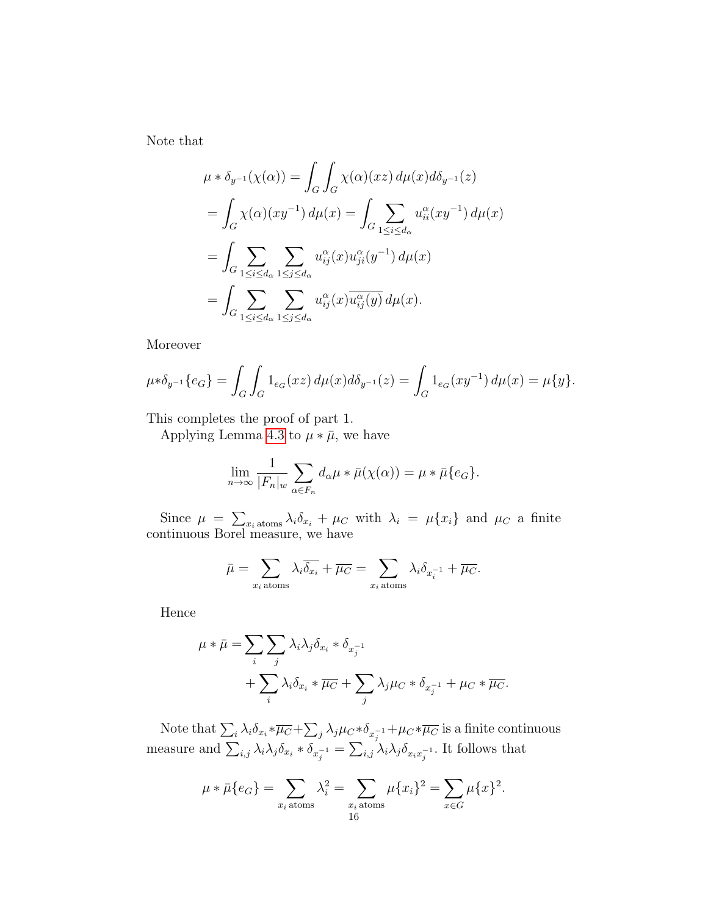Note that

$$
\begin{aligned}
\mu * \delta_{y^{-1}}(\chi(\alpha)) &= \int_G \int_G \chi(\alpha)(xz)\, d\mu(x) d\delta_{y^{-1}}(z) \\
&= \int_G \chi(\alpha)(xy^{-1})\, d\mu(x) = \int_G \sum_{1\leq i \leq d_\alpha} u^\alpha_{ii}(xy^{-1})\, d\mu(x) \\
&= \int_G \sum_{1\leq i \leq d_\alpha} \sum_{1\leq j \leq d_\alpha} u^\alpha_{ij}(x) u^\alpha_{ji}(y^{-1})\, d\mu(x) \\
&= \int_G \sum_{1\leq i \leq d_\alpha} \sum_{1\leq j \leq d_\alpha} u^\alpha_{ij}(x) \overline{u^\alpha_{ij}(y)}\, d\mu(x).
\end{aligned}
$$

Moreover

$$
\mu * \delta_{y^{-1}}\{e_G\} = \int_G \int_G 1_{e_G}(xz)\, d\mu(x) d\delta_{y^{-1}}(z) = \int_G 1_{e_G}(xy^{-1})\, d\mu(x) = \mu\{y\}.
$$

This completes the proof of part 1.

Applying Lemma 4.3 to $\mu * \bar{\mu}$, we have

$$
\lim_{n\to\infty} \frac{1}{|F_n|_w} \sum_{\alpha \in F_n} d_\alpha \mu * \bar{\mu}(\chi(\alpha)) = \mu * \bar{\mu}\{e_G\}.
$$

Since $\mu = \sum_{x_i \text{ atoms}} \lambda_i \delta_{x_i} + \mu_C$ with $\lambda_i = \mu\{x_i\}$ and $\mu_C$ a finite continuous Borel measure, we have

$$
\bar{\mu} = \sum_{x_i \text{ atoms}} \lambda_i \overline{\delta_{x_i}} + \overline{\mu_C} = \sum_{x_i \text{ atoms}} \lambda_i \delta_{x_i^{-1}} + \overline{\mu_C}.
$$

Hence

$$
\begin{aligned}
\mu * \bar{\mu} = &\sum_i \sum_j \lambda_i \lambda_j \delta_{x_i} * \delta_{x_j^{-1}} \\
&+ \sum_i \lambda_i \delta_{x_i} * \overline{\mu_C} + \sum_j \lambda_j \mu_C * \delta_{x_j^{-1}} + \mu_C * \overline{\mu_C}.
\end{aligned}
$$

Note that $\sum_i \lambda_i \delta_{x_i} * \overline{\mu_C} + \sum_j \lambda_j \mu_C * \delta_{x_j^{-1}} + \mu_C * \overline{\mu_C}$ is a finite continuous measure and $\sum_{i,j} \lambda_i \lambda_j \delta_{x_i} * \delta_{x_j^{-1}} = \sum_{i,j} \lambda_i \lambda_j \delta_{x_i x_j^{-1}}$. It follows that

$$
\mu * \bar{\mu}\{e_G\} = \sum_{x_i \text{ atoms}} \lambda_i^2 = \sum_{x_i \text{ atoms}} \mu\{x_i\}^2 = \sum_{x \in G} \mu\{x\}^2.
$$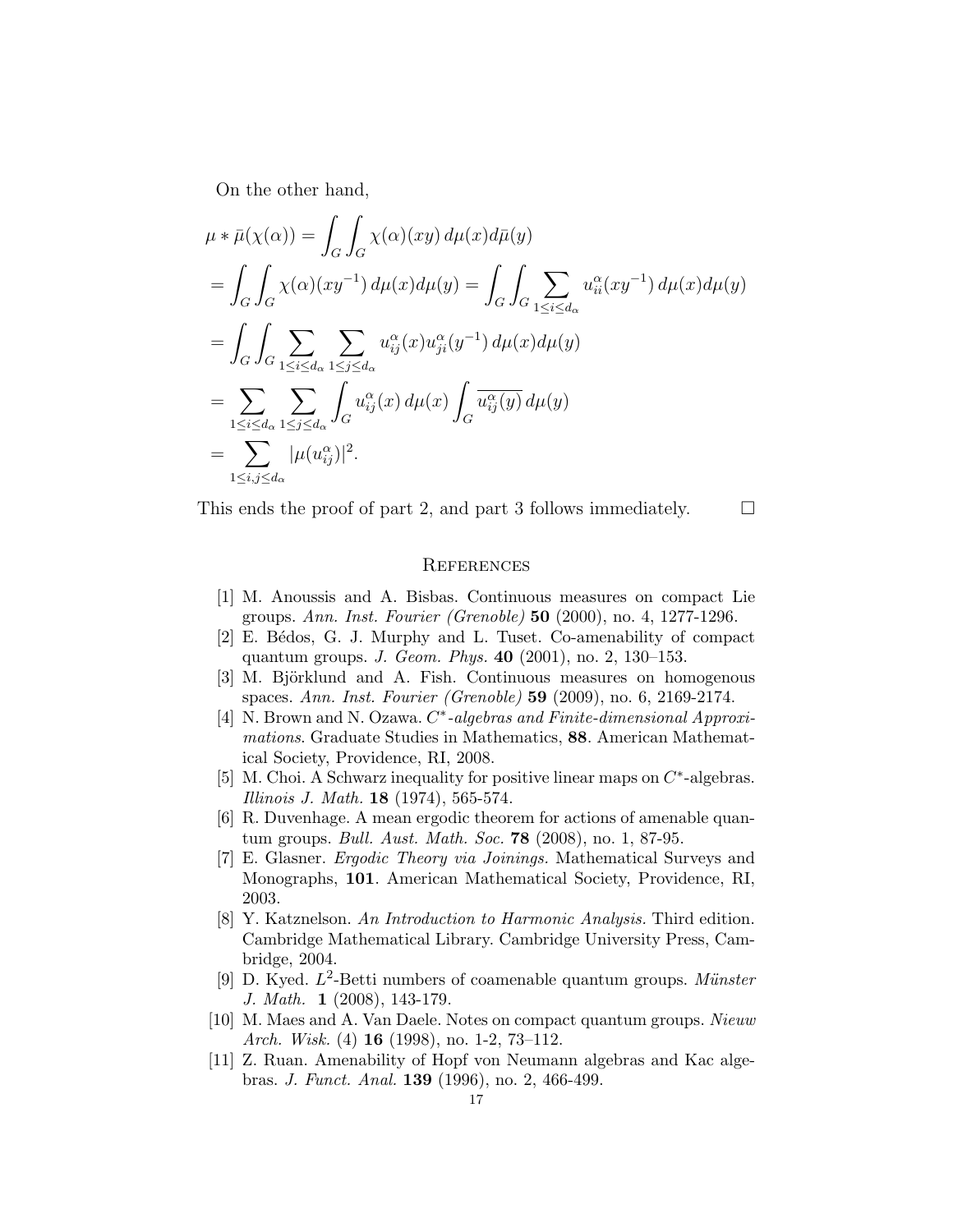On the other hand,

$$
\begin{aligned}
&\mu * \bar{\mu}(\chi(\alpha)) = \int_G \int_G \chi(\alpha)(xy)\, d\mu(x) d\bar{\mu}(y) \\
&= \int_G \int_G \chi(\alpha)(xy^{-1})\, d\mu(x) d\mu(y) = \int_G \int_G \sum_{1 \leq i \leq d_\alpha} u^\alpha_{ii}(xy^{-1})\, d\mu(x) d\mu(y) \\
&= \int_G \int_G \sum_{1 \leq i \leq d_\alpha} \sum_{1 \leq j \leq d_\alpha} u^\alpha_{ij}(x) u^\alpha_{ji}(y^{-1})\, d\mu(x) d\mu(y) \\
&= \sum_{1 \leq i \leq d_\alpha} \sum_{1 \leq j \leq d_\alpha} \int_G u^\alpha_{ij}(x)\, d\mu(x) \int_G \overline{u^\alpha_{ij}(y)}\, d\mu(y) \\
&= \sum_{1 \leq i,j \leq d_\alpha} |\mu(u^\alpha_{ij})|^2.
\end{aligned}
$$

This ends the proof of part 2, and part 3 follows immediately. $\square$

## References

[1] M. Anoussis and A. Bisbas. Continuous measures on compact Lie groups. *Ann. Inst. Fourier (Grenoble)* **50** (2000), no. 4, 1277-1296.

[2] E. Bédos, G. J. Murphy and L. Tuset. Co-amenability of compact quantum groups. *J. Geom. Phys.* **40** (2001), no. 2, 130–153.

[3] M. Björklund and A. Fish. Continuous measures on homogenous spaces. *Ann. Inst. Fourier (Grenoble)* **59** (2009), no. 6, 2169-2174.

[4] N. Brown and N. Ozawa. *$C^*$-algebras and Finite-dimensional Approximations*. Graduate Studies in Mathematics, **88**. American Mathematical Society, Providence, RI, 2008.

[5] M. Choi. A Schwarz inequality for positive linear maps on $C^*$-algebras. *Illinois J. Math.* **18** (1974), 565-574.

[6] R. Duvenhage. A mean ergodic theorem for actions of amenable quantum groups. *Bull. Aust. Math. Soc.* **78** (2008), no. 1, 87-95.

[7] E. Glasner. *Ergodic Theory via Joinings.* Mathematical Surveys and Monographs, **101**. American Mathematical Society, Providence, RI, 2003.

[8] Y. Katznelson. *An Introduction to Harmonic Analysis.* Third edition. Cambridge Mathematical Library. Cambridge University Press, Cambridge, 2004.

[9] D. Kyed. $L^2$-Betti numbers of coamenable quantum groups. *Münster J. Math.* **1** (2008), 143-179.

[10] M. Maes and A. Van Daele. Notes on compact quantum groups. *Nieuw Arch. Wisk.* (4) **16** (1998), no. 1-2, 73–112.

[11] Z. Ruan. Amenability of Hopf von Neumann algebras and Kac algebras. *J. Funct. Anal.* **139** (1996), no. 2, 466-499.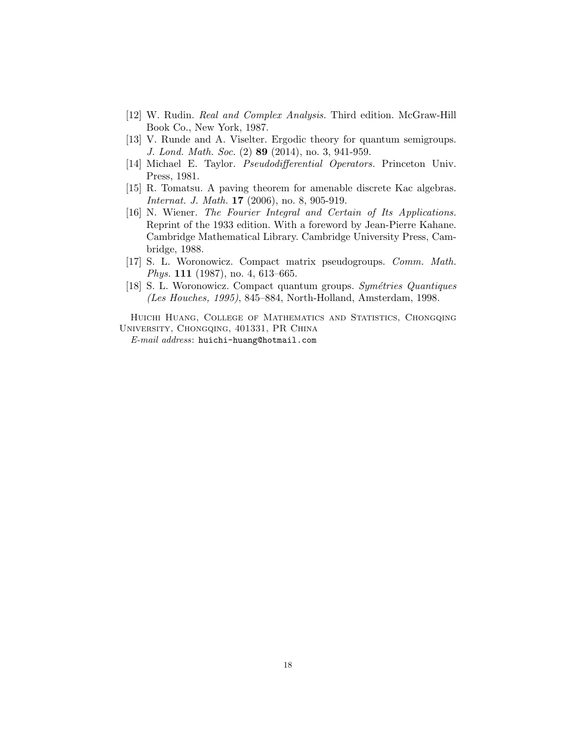[12] W. Rudin. *Real and Complex Analysis.* Third edition. McGraw-Hill Book Co., New York, 1987.

[13] V. Runde and A. Viselter. Ergodic theory for quantum semigroups. *J. Lond. Math. Soc.* (2) **89** (2014), no. 3, 941-959.

[14] Michael E. Taylor. *Pseudodifferential Operators.* Princeton Univ. Press, 1981.

[15] R. Tomatsu. A paving theorem for amenable discrete Kac algebras. *Internat. J. Math.* **17** (2006), no. 8, 905-919.

[16] N. Wiener. *The Fourier Integral and Certain of Its Applications.* Reprint of the 1933 edition. With a foreword by Jean-Pierre Kahane. Cambridge Mathematical Library. Cambridge University Press, Cambridge, 1988.

[17] S. L. Woronowicz. Compact matrix pseudogroups. *Comm. Math. Phys.* **111** (1987), no. 4, 613–665.

[18] S. L. Woronowicz. Compact quantum groups. *Symétries Quantiques (Les Houches, 1995)*, 845–884, North-Holland, Amsterdam, 1998.

Huichi Huang, College of Mathematics and Statistics, Chongqing University, Chongqing, 401331, PR China

*E-mail address*: huichi-huang@hotmail.com